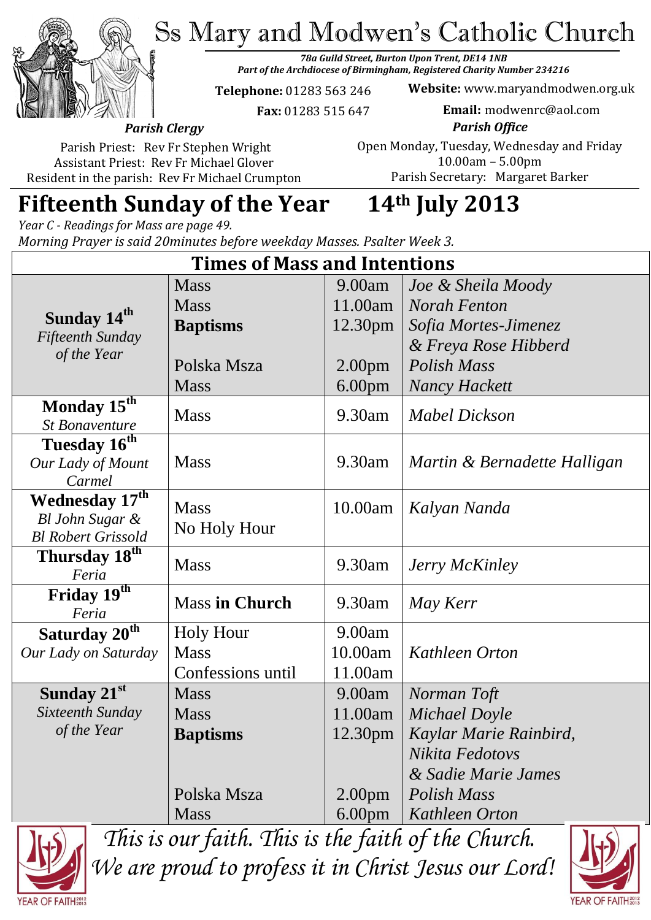# Ss Mary and Modwen's Catholic Church

*78a Guild Street, Burton Upon Trent, DE14 1NB*
*Part of the Archdiocese of Birmingham, Registered Charity Number 234216*

**Telephone:** 01283 563 246
**Fax:** 01283 515 647

**Website:** www.maryandmodwen.org.uk
**Email:** modwenrc@aol.com

***Parish Clergy***

Parish Priest: Rev Fr Stephen Wright
Assistant Priest: Rev Fr Michael Glover
Resident in the parish: Rev Fr Michael Crumpton

***Parish Office***

Open Monday, Tuesday, Wednesday and Friday
10.00am – 5.00pm
Parish Secretary: Margaret Barker

## Fifteenth Sunday of the Year 14th July 2013

*Year C - Readings for Mass are page 49.*
*Morning Prayer is said 20minutes before weekday Masses. Psalter Week 3.*

### Times of Mass and Intentions

| Day | Service | Time | Intention |
|---|---|---|---|
| **Sunday 14th** *Fifteenth Sunday of the Year* | Mass | 9.00am | *Joe & Sheila Moody* |
| | Mass | 11.00am | *Norah Fenton* |
| | **Baptisms** | 12.30pm | *Sofia Mortes-Jimenez & Freya Rose Hibberd* |
| | Polska Msza | 2.00pm | *Polish Mass* |
| | Mass | 6.00pm | *Nancy Hackett* |
| **Monday 15th** *St Bonaventure* | Mass | 9.30am | *Mabel Dickson* |
| **Tuesday 16th** *Our Lady of Mount Carmel* | Mass | 9.30am | *Martin & Bernadette Halligan* |
| **Wednesday 17th** *Bl John Sugar & Bl Robert Grissold* | Mass | 10.00am | *Kalyan Nanda* |
| | No Holy Hour | | |
| **Thursday 18th** *Feria* | Mass | 9.30am | *Jerry McKinley* |
| **Friday 19th** *Feria* | Mass **in Church** | 9.30am | *May Kerr* |
| **Saturday 20th** *Our Lady on Saturday* | Holy Hour | 9.00am | |
| | Mass | 10.00am | *Kathleen Orton* |
| | Confessions until | 11.00am | |
| **Sunday 21st** *Sixteenth Sunday of the Year* | Mass | 9.00am | *Norman Toft* |
| | Mass | 11.00am | *Michael Doyle* |
| | **Baptisms** | 12.30pm | *Kaylar Marie Rainbird, Nikita Fedotovs & Sadie Marie James* |
| | Polska Msza | 2.00pm | *Polish Mass* |
| | Mass | 6.00pm | *Kathleen Orton* |

*This is our faith. This is the faith of the Church.*
*We are proud to profess it in Christ Jesus our Lord!*

YEAR OF FAITH 2012 2013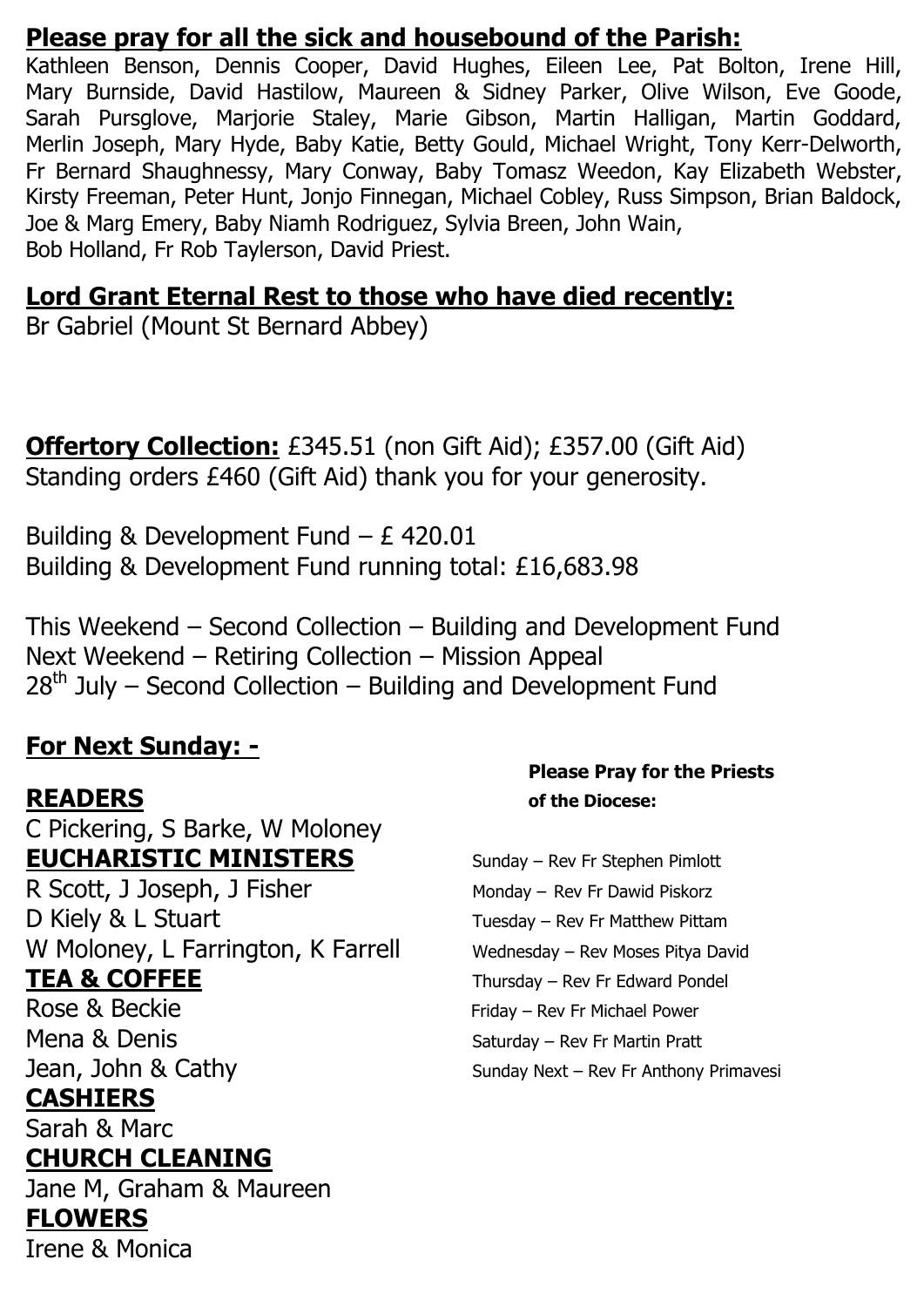## Please pray for all the sick and housebound of the Parish:

Kathleen Benson, Dennis Cooper, David Hughes, Eileen Lee, Pat Bolton, Irene Hill, Mary Burnside, David Hastilow, Maureen & Sidney Parker, Olive Wilson, Eve Goode, Sarah Pursglove, Marjorie Staley, Marie Gibson, Martin Halligan, Martin Goddard, Merlin Joseph, Mary Hyde, Baby Katie, Betty Gould, Michael Wright, Tony Kerr-Delworth, Fr Bernard Shaughnessy, Mary Conway, Baby Tomasz Weedon, Kay Elizabeth Webster, Kirsty Freeman, Peter Hunt, Jonjo Finnegan, Michael Cobley, Russ Simpson, Brian Baldock, Joe & Marg Emery, Baby Niamh Rodriguez, Sylvia Breen, John Wain, Bob Holland, Fr Rob Taylerson, David Priest.

## Lord Grant Eternal Rest to those who have died recently:

Br Gabriel (Mount St Bernard Abbey)

**Offertory Collection:** £345.51 (non Gift Aid); £357.00 (Gift Aid)
Standing orders £460 (Gift Aid) thank you for your generosity.

Building & Development Fund – £ 420.01
Building & Development Fund running total: £16,683.98

This Weekend – Second Collection – Building and Development Fund
Next Weekend – Retiring Collection – Mission Appeal
28th July – Second Collection – Building and Development Fund

## For Next Sunday: -

**READERS**
C Pickering, S Barke, W Moloney

**EUCHARISTIC MINISTERS**
R Scott, J Joseph, J Fisher
D Kiely & L Stuart
W Moloney, L Farrington, K Farrell

**TEA & COFFEE**
Rose & Beckie
Mena & Denis
Jean, John & Cathy

**CASHIERS**
Sarah & Marc

**CHURCH CLEANING**
Jane M, Graham & Maureen

**FLOWERS**
Irene & Monica

**Please Pray for the Priests of the Diocese:**

Sunday – Rev Fr Stephen Pimlott
Monday – Rev Fr Dawid Piskorz
Tuesday – Rev Fr Matthew Pittam
Wednesday – Rev Moses Pitya David
Thursday – Rev Fr Edward Pondel
Friday – Rev Fr Michael Power
Saturday – Rev Fr Martin Pratt
Sunday Next – Rev Fr Anthony Primavesi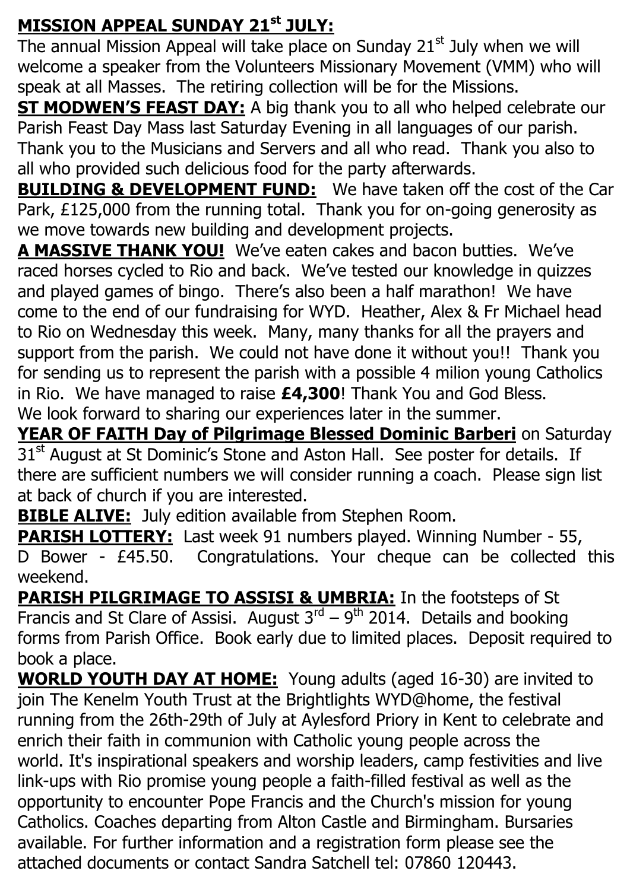**MISSION APPEAL SUNDAY 21st JULY:**

The annual Mission Appeal will take place on Sunday 21st July when we will welcome a speaker from the Volunteers Missionary Movement (VMM) who will speak at all Masses. The retiring collection will be for the Missions.

**ST MODWEN'S FEAST DAY:** A big thank you to all who helped celebrate our Parish Feast Day Mass last Saturday Evening in all languages of our parish. Thank you to the Musicians and Servers and all who read. Thank you also to all who provided such delicious food for the party afterwards.

**BUILDING & DEVELOPMENT FUND:** We have taken off the cost of the Car Park, £125,000 from the running total. Thank you for on-going generosity as we move towards new building and development projects.

**A MASSIVE THANK YOU!** We've eaten cakes and bacon butties. We've raced horses cycled to Rio and back. We've tested our knowledge in quizzes and played games of bingo. There's also been a half marathon! We have come to the end of our fundraising for WYD. Heather, Alex & Fr Michael head to Rio on Wednesday this week. Many, many thanks for all the prayers and support from the parish. We could not have done it without you!! Thank you for sending us to represent the parish with a possible 4 milion young Catholics in Rio. We have managed to raise **£4,300**! Thank You and God Bless. We look forward to sharing our experiences later in the summer.

**YEAR OF FAITH Day of Pilgrimage Blessed Dominic Barberi** on Saturday 31st August at St Dominic's Stone and Aston Hall. See poster for details. If there are sufficient numbers we will consider running a coach. Please sign list at back of church if you are interested.

**BIBLE ALIVE:** July edition available from Stephen Room.

**PARISH LOTTERY:** Last week 91 numbers played. Winning Number - 55, D Bower - £45.50. Congratulations. Your cheque can be collected this weekend.

**PARISH PILGRIMAGE TO ASSISI & UMBRIA:** In the footsteps of St Francis and St Clare of Assisi. August 3rd – 9th 2014. Details and booking forms from Parish Office. Book early due to limited places. Deposit required to book a place.

**WORLD YOUTH DAY AT HOME:** Young adults (aged 16-30) are invited to join The Kenelm Youth Trust at the Brightlights WYD@home, the festival running from the 26th-29th of July at Aylesford Priory in Kent to celebrate and enrich their faith in communion with Catholic young people across the world. It's inspirational speakers and worship leaders, camp festivities and live link-ups with Rio promise young people a faith-filled festival as well as the opportunity to encounter Pope Francis and the Church's mission for young Catholics. Coaches departing from Alton Castle and Birmingham. Bursaries available. For further information and a registration form please see the attached documents or contact Sandra Satchell tel: 07860 120443.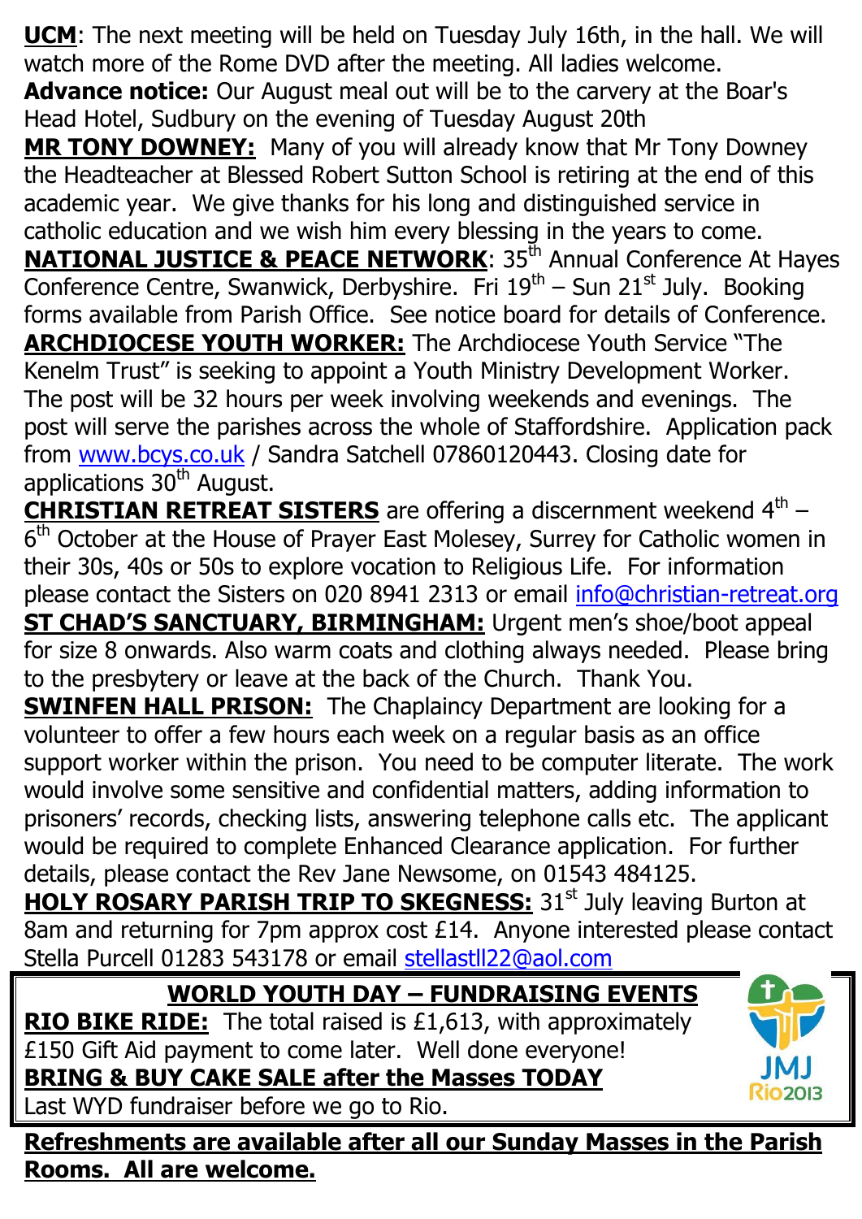**UCM**: The next meeting will be held on Tuesday July 16th, in the hall. We will watch more of the Rome DVD after the meeting. All ladies welcome.

**Advance notice:** Our August meal out will be to the carvery at the Boar's Head Hotel, Sudbury on the evening of Tuesday August 20th

**MR TONY DOWNEY:** Many of you will already know that Mr Tony Downey the Headteacher at Blessed Robert Sutton School is retiring at the end of this academic year. We give thanks for his long and distinguished service in catholic education and we wish him every blessing in the years to come.

**NATIONAL JUSTICE & PEACE NETWORK**: 35th Annual Conference At Hayes Conference Centre, Swanwick, Derbyshire. Fri 19th – Sun 21st July. Booking forms available from Parish Office. See notice board for details of Conference.

**ARCHDIOCESE YOUTH WORKER:** The Archdiocese Youth Service "The Kenelm Trust" is seeking to appoint a Youth Ministry Development Worker. The post will be 32 hours per week involving weekends and evenings. The post will serve the parishes across the whole of Staffordshire. Application pack from www.bcys.co.uk / Sandra Satchell 07860120443. Closing date for applications 30th August.

**CHRISTIAN RETREAT SISTERS** are offering a discernment weekend 4th – 6th October at the House of Prayer East Molesey, Surrey for Catholic women in their 30s, 40s or 50s to explore vocation to Religious Life. For information please contact the Sisters on 020 8941 2313 or email info@christian-retreat.org

**ST CHAD'S SANCTUARY, BIRMINGHAM:** Urgent men's shoe/boot appeal for size 8 onwards. Also warm coats and clothing always needed. Please bring to the presbytery or leave at the back of the Church. Thank You.

**SWINFEN HALL PRISON:** The Chaplaincy Department are looking for a volunteer to offer a few hours each week on a regular basis as an office support worker within the prison. You need to be computer literate. The work would involve some sensitive and confidential matters, adding information to prisoners' records, checking lists, answering telephone calls etc. The applicant would be required to complete Enhanced Clearance application. For further details, please contact the Rev Jane Newsome, on 01543 484125.

**HOLY ROSARY PARISH TRIP TO SKEGNESS:** 31st July leaving Burton at 8am and returning for 7pm approx cost £14. Anyone interested please contact Stella Purcell 01283 543178 or email stellastll22@aol.com

**WORLD YOUTH DAY – FUNDRAISING EVENTS**

**RIO BIKE RIDE:** The total raised is £1,613, with approximately £150 Gift Aid payment to come later. Well done everyone!

**BRING & BUY CAKE SALE after the Masses TODAY**

Last WYD fundraiser before we go to Rio.

JMJ Rio2013

**Refreshments are available after all our Sunday Masses in the Parish Rooms. All are welcome.**